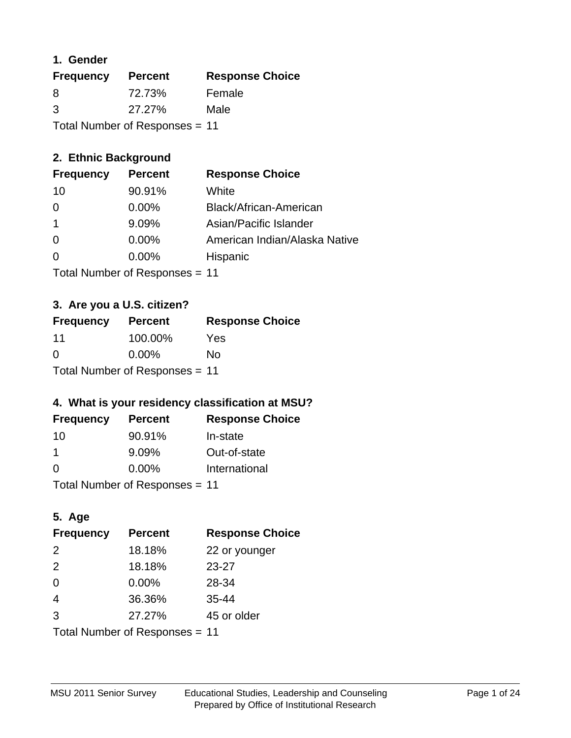## 1. Gender

| Frequency | Percent | Response Choice |
| --- | --- | --- |
| 8 | 72.73% | Female |
| 3 | 27.27% | Male |

Total Number of Responses = 11

## 2. Ethnic Background

| Frequency | Percent | Response Choice |
| --- | --- | --- |
| 10 | 90.91% | White |
| 0 | 0.00% | Black/African-American |
| 1 | 9.09% | Asian/Pacific Islander |
| 0 | 0.00% | American Indian/Alaska Native |
| 0 | 0.00% | Hispanic |

Total Number of Responses = 11

## 3. Are you a U.S. citizen?

| Frequency | Percent | Response Choice |
| --- | --- | --- |
| 11 | 100.00% | Yes |
| 0 | 0.00% | No |

Total Number of Responses = 11

## 4. What is your residency classification at MSU?

| Frequency | Percent | Response Choice |
| --- | --- | --- |
| 10 | 90.91% | In-state |
| 1 | 9.09% | Out-of-state |
| 0 | 0.00% | International |

Total Number of Responses = 11

## 5. Age

| Frequency | Percent | Response Choice |
| --- | --- | --- |
| 2 | 18.18% | 22 or younger |
| 2 | 18.18% | 23-27 |
| 0 | 0.00% | 28-34 |
| 4 | 36.36% | 35-44 |
| 3 | 27.27% | 45 or older |

Total Number of Responses = 11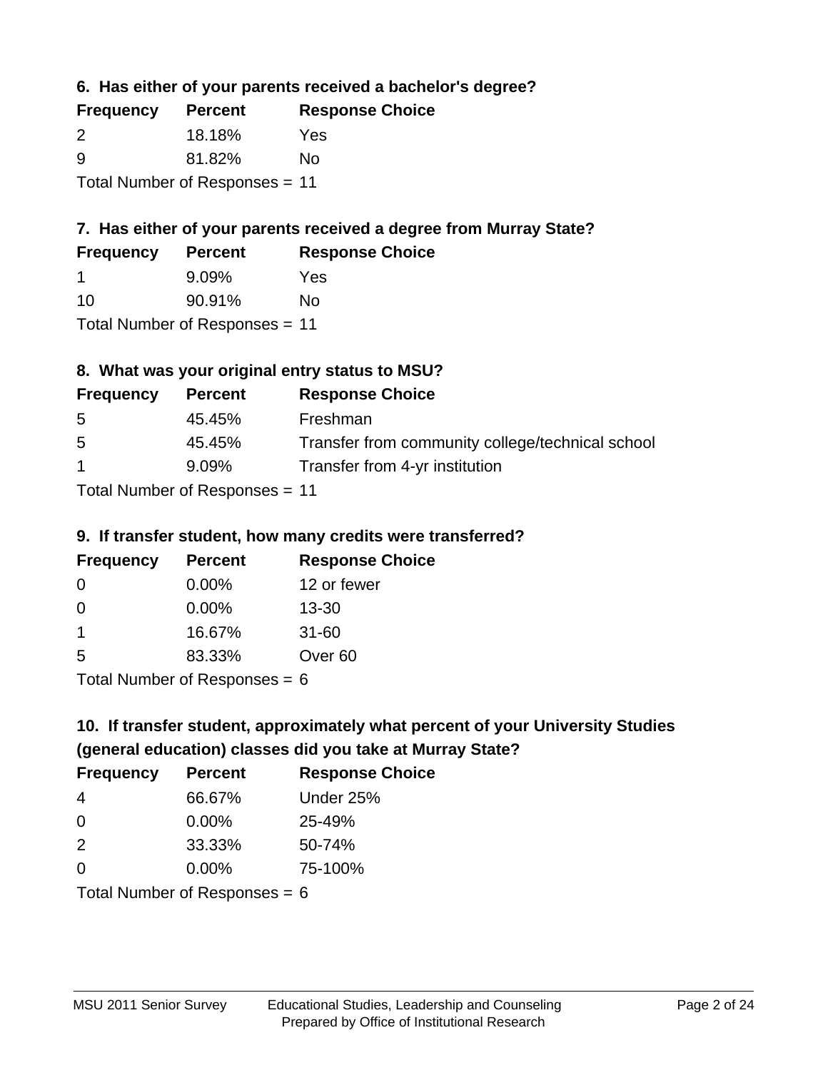### 6. Has either of your parents received a bachelor's degree?

| Frequency | Percent | Response Choice |
|---|---|---|
| 2 | 18.18% | Yes |
| 9 | 81.82% | No |

Total Number of Responses = 11

### 7. Has either of your parents received a degree from Murray State?

| Frequency | Percent | Response Choice |
|---|---|---|
| 1 | 9.09% | Yes |
| 10 | 90.91% | No |

Total Number of Responses = 11

### 8. What was your original entry status to MSU?

| Frequency | Percent | Response Choice |
|---|---|---|
| 5 | 45.45% | Freshman |
| 5 | 45.45% | Transfer from community college/technical school |
| 1 | 9.09% | Transfer from 4-yr institution |

Total Number of Responses = 11

### 9. If transfer student, how many credits were transferred?

| Frequency | Percent | Response Choice |
|---|---|---|
| 0 | 0.00% | 12 or fewer |
| 0 | 0.00% | 13-30 |
| 1 | 16.67% | 31-60 |
| 5 | 83.33% | Over 60 |

Total Number of Responses = 6

### 10. If transfer student, approximately what percent of your University Studies (general education) classes did you take at Murray State?

| Frequency | Percent | Response Choice |
|---|---|---|
| 4 | 66.67% | Under 25% |
| 0 | 0.00% | 25-49% |
| 2 | 33.33% | 50-74% |
| 0 | 0.00% | 75-100% |

Total Number of Responses = 6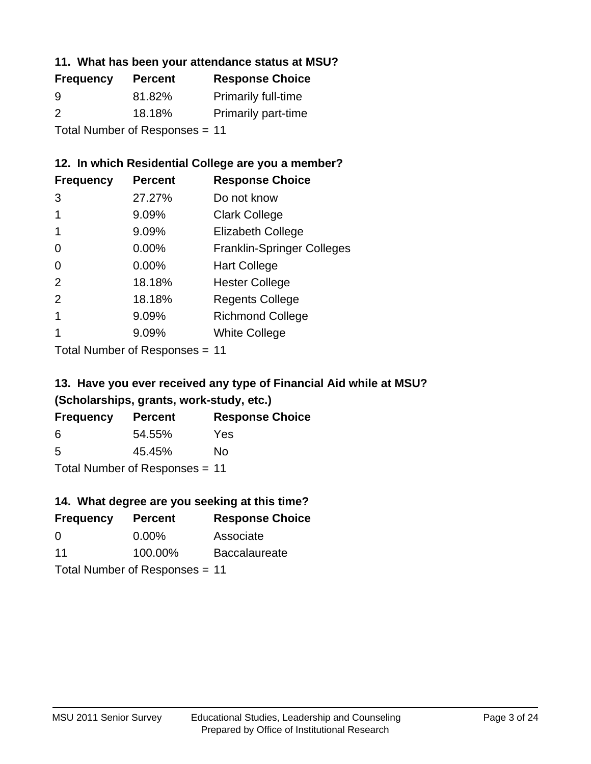### 11. What has been your attendance status at MSU?

| Frequency | Percent | Response Choice |
| --- | --- | --- |
| 9 | 81.82% | Primarily full-time |
| 2 | 18.18% | Primarily part-time |

Total Number of Responses = 11

### 12. In which Residential College are you a member?

| Frequency | Percent | Response Choice |
| --- | --- | --- |
| 3 | 27.27% | Do not know |
| 1 | 9.09% | Clark College |
| 1 | 9.09% | Elizabeth College |
| 0 | 0.00% | Franklin-Springer Colleges |
| 0 | 0.00% | Hart College |
| 2 | 18.18% | Hester College |
| 2 | 18.18% | Regents College |
| 1 | 9.09% | Richmond College |
| 1 | 9.09% | White College |

Total Number of Responses = 11

### 13. Have you ever received any type of Financial Aid while at MSU? (Scholarships, grants, work-study, etc.)

| Frequency | Percent | Response Choice |
| --- | --- | --- |
| 6 | 54.55% | Yes |
| 5 | 45.45% | No |

Total Number of Responses = 11

### 14. What degree are you seeking at this time?

| Frequency | Percent | Response Choice |
| --- | --- | --- |
| 0 | 0.00% | Associate |
| 11 | 100.00% | Baccalaureate |

Total Number of Responses = 11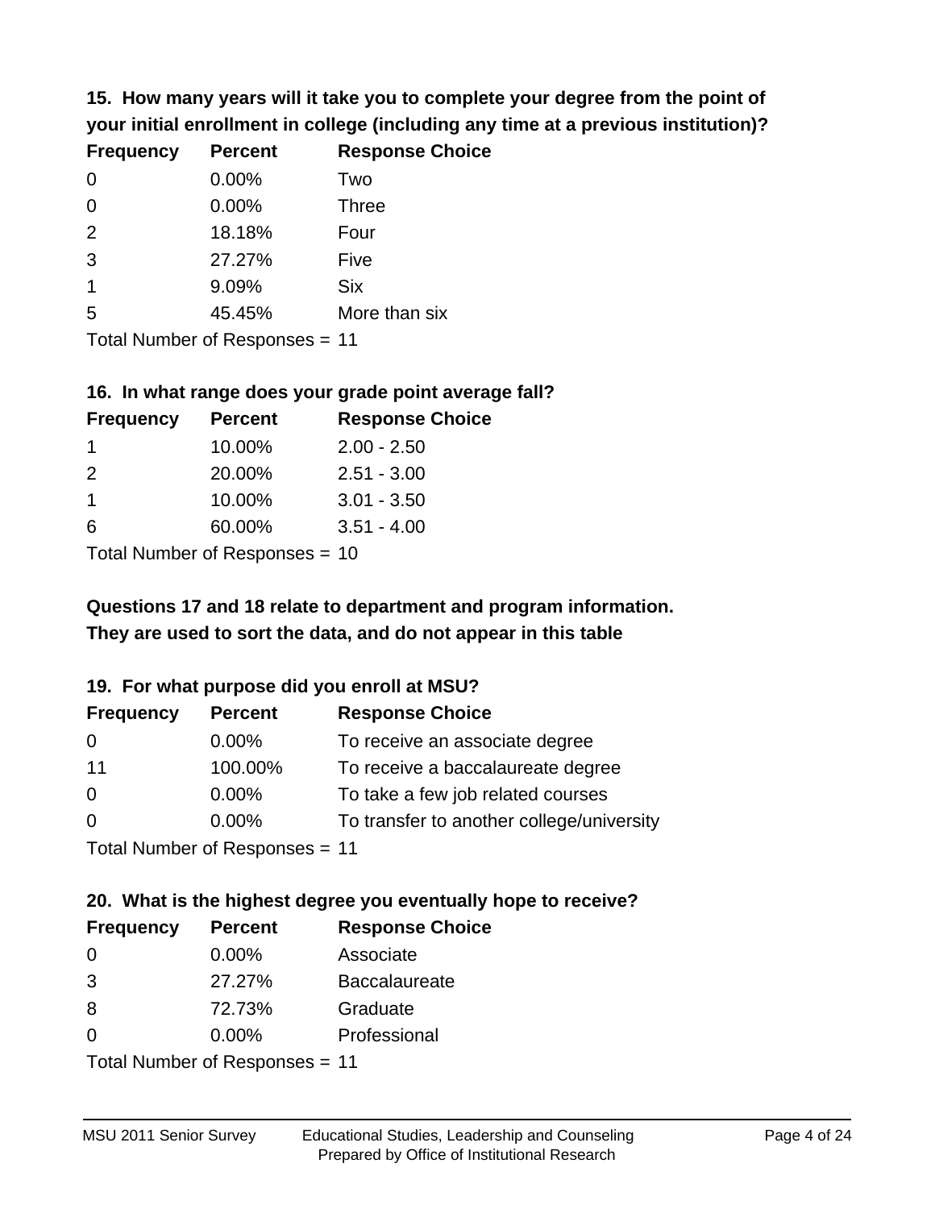**15. How many years will it take you to complete your degree from the point of your initial enrollment in college (including any time at a previous institution)?**

| Frequency | Percent | Response Choice |
|---|---|---|
| 0 | 0.00% | Two |
| 0 | 0.00% | Three |
| 2 | 18.18% | Four |
| 3 | 27.27% | Five |
| 1 | 9.09% | Six |
| 5 | 45.45% | More than six |

Total Number of Responses = 11

**16. In what range does your grade point average fall?**

| Frequency | Percent | Response Choice |
|---|---|---|
| 1 | 10.00% | 2.00 - 2.50 |
| 2 | 20.00% | 2.51 - 3.00 |
| 1 | 10.00% | 3.01 - 3.50 |
| 6 | 60.00% | 3.51 - 4.00 |

Total Number of Responses = 10

**Questions 17 and 18 relate to department and program information. They are used to sort the data, and do not appear in this table**

**19. For what purpose did you enroll at MSU?**

| Frequency | Percent | Response Choice |
|---|---|---|
| 0 | 0.00% | To receive an associate degree |
| 11 | 100.00% | To receive a baccalaureate degree |
| 0 | 0.00% | To take a few job related courses |
| 0 | 0.00% | To transfer to another college/university |

Total Number of Responses = 11

**20. What is the highest degree you eventually hope to receive?**

| Frequency | Percent | Response Choice |
|---|---|---|
| 0 | 0.00% | Associate |
| 3 | 27.27% | Baccalaureate |
| 8 | 72.73% | Graduate |
| 0 | 0.00% | Professional |

Total Number of Responses = 11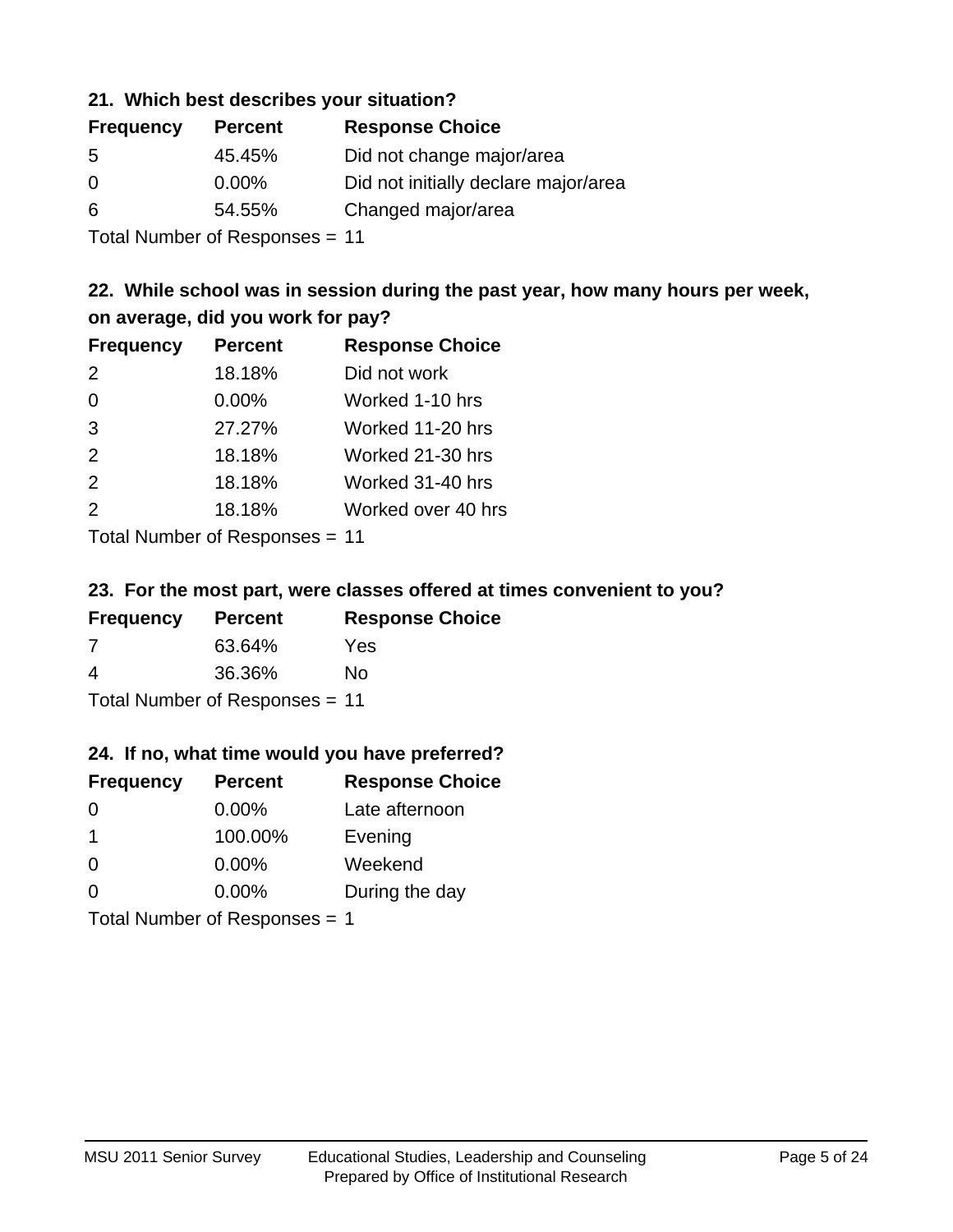### 21. Which best describes your situation?

| Frequency | Percent | Response Choice |
|---|---|---|
| 5 | 45.45% | Did not change major/area |
| 0 | 0.00% | Did not initially declare major/area |
| 6 | 54.55% | Changed major/area |

Total Number of Responses = 11

### 22. While school was in session during the past year, how many hours per week, on average, did you work for pay?

| Frequency | Percent | Response Choice |
|---|---|---|
| 2 | 18.18% | Did not work |
| 0 | 0.00% | Worked 1-10 hrs |
| 3 | 27.27% | Worked 11-20 hrs |
| 2 | 18.18% | Worked 21-30 hrs |
| 2 | 18.18% | Worked 31-40 hrs |
| 2 | 18.18% | Worked over 40 hrs |

Total Number of Responses = 11

### 23. For the most part, were classes offered at times convenient to you?

| Frequency | Percent | Response Choice |
|---|---|---|
| 7 | 63.64% | Yes |
| 4 | 36.36% | No |

Total Number of Responses = 11

### 24. If no, what time would you have preferred?

| Frequency | Percent | Response Choice |
|---|---|---|
| 0 | 0.00% | Late afternoon |
| 1 | 100.00% | Evening |
| 0 | 0.00% | Weekend |
| 0 | 0.00% | During the day |

Total Number of Responses = 1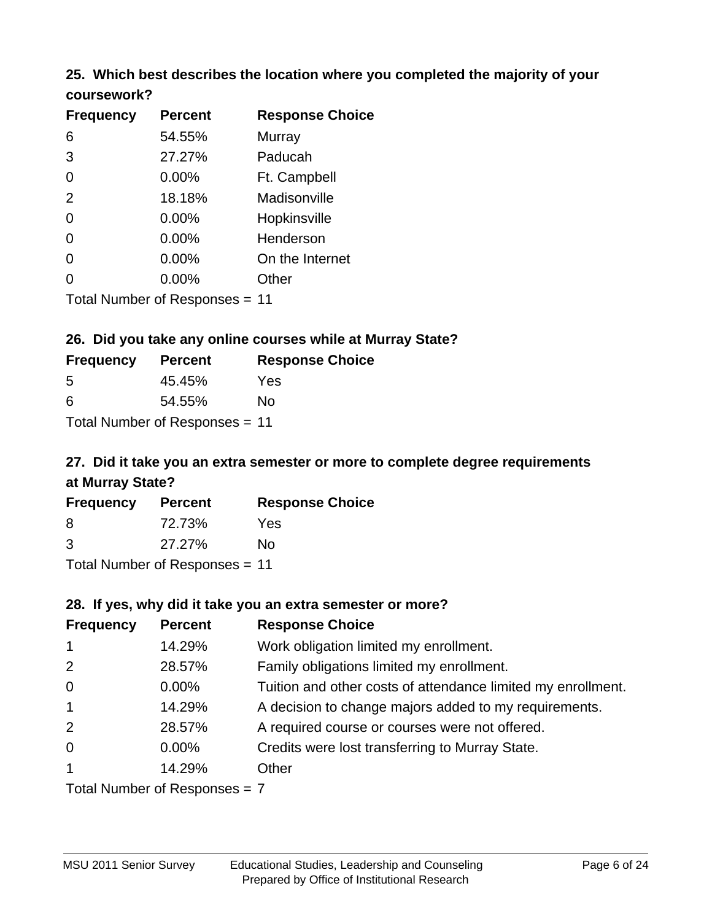### 25. Which best describes the location where you completed the majority of your coursework?

| Frequency | Percent | Response Choice |
|---|---|---|
| 6 | 54.55% | Murray |
| 3 | 27.27% | Paducah |
| 0 | 0.00% | Ft. Campbell |
| 2 | 18.18% | Madisonville |
| 0 | 0.00% | Hopkinsville |
| 0 | 0.00% | Henderson |
| 0 | 0.00% | On the Internet |
| 0 | 0.00% | Other |

Total Number of Responses = 11

### 26. Did you take any online courses while at Murray State?

| Frequency | Percent | Response Choice |
|---|---|---|
| 5 | 45.45% | Yes |
| 6 | 54.55% | No |

Total Number of Responses = 11

### 27. Did it take you an extra semester or more to complete degree requirements at Murray State?

| Frequency | Percent | Response Choice |
|---|---|---|
| 8 | 72.73% | Yes |
| 3 | 27.27% | No |

Total Number of Responses = 11

### 28. If yes, why did it take you an extra semester or more?

| Frequency | Percent | Response Choice |
|---|---|---|
| 1 | 14.29% | Work obligation limited my enrollment. |
| 2 | 28.57% | Family obligations limited my enrollment. |
| 0 | 0.00% | Tuition and other costs of attendance limited my enrollment. |
| 1 | 14.29% | A decision to change majors added to my requirements. |
| 2 | 28.57% | A required course or courses were not offered. |
| 0 | 0.00% | Credits were lost transferring to Murray State. |
| 1 | 14.29% | Other |

Total Number of Responses = 7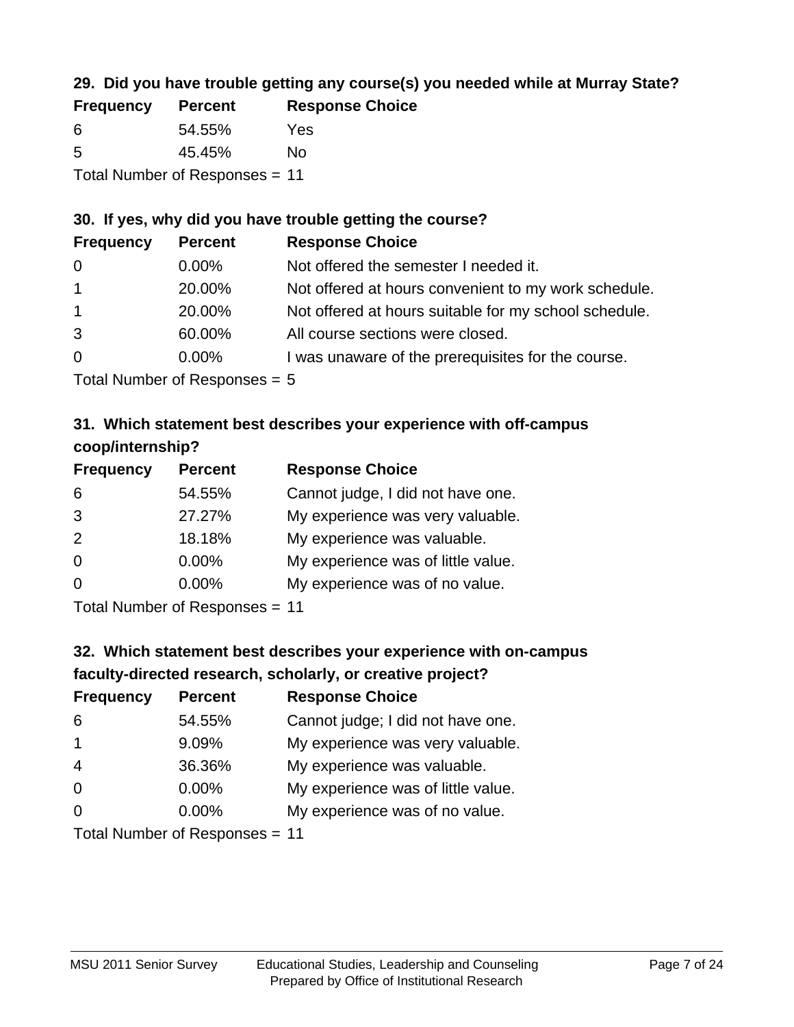### 29. Did you have trouble getting any course(s) you needed while at Murray State?

| Frequency | Percent | Response Choice |
|---|---|---|
| 6 | 54.55% | Yes |
| 5 | 45.45% | No |

Total Number of Responses = 11

### 30. If yes, why did you have trouble getting the course?

| Frequency | Percent | Response Choice |
|---|---|---|
| 0 | 0.00% | Not offered the semester I needed it. |
| 1 | 20.00% | Not offered at hours convenient to my work schedule. |
| 1 | 20.00% | Not offered at hours suitable for my school schedule. |
| 3 | 60.00% | All course sections were closed. |
| 0 | 0.00% | I was unaware of the prerequisites for the course. |

Total Number of Responses = 5

### 31. Which statement best describes your experience with off-campus coop/internship?

| Frequency | Percent | Response Choice |
|---|---|---|
| 6 | 54.55% | Cannot judge, I did not have one. |
| 3 | 27.27% | My experience was very valuable. |
| 2 | 18.18% | My experience was valuable. |
| 0 | 0.00% | My experience was of little value. |
| 0 | 0.00% | My experience was of no value. |

Total Number of Responses = 11

### 32. Which statement best describes your experience with on-campus faculty-directed research, scholarly, or creative project?

| Frequency | Percent | Response Choice |
|---|---|---|
| 6 | 54.55% | Cannot judge; I did not have one. |
| 1 | 9.09% | My experience was very valuable. |
| 4 | 36.36% | My experience was valuable. |
| 0 | 0.00% | My experience was of little value. |
| 0 | 0.00% | My experience was of no value. |

Total Number of Responses = 11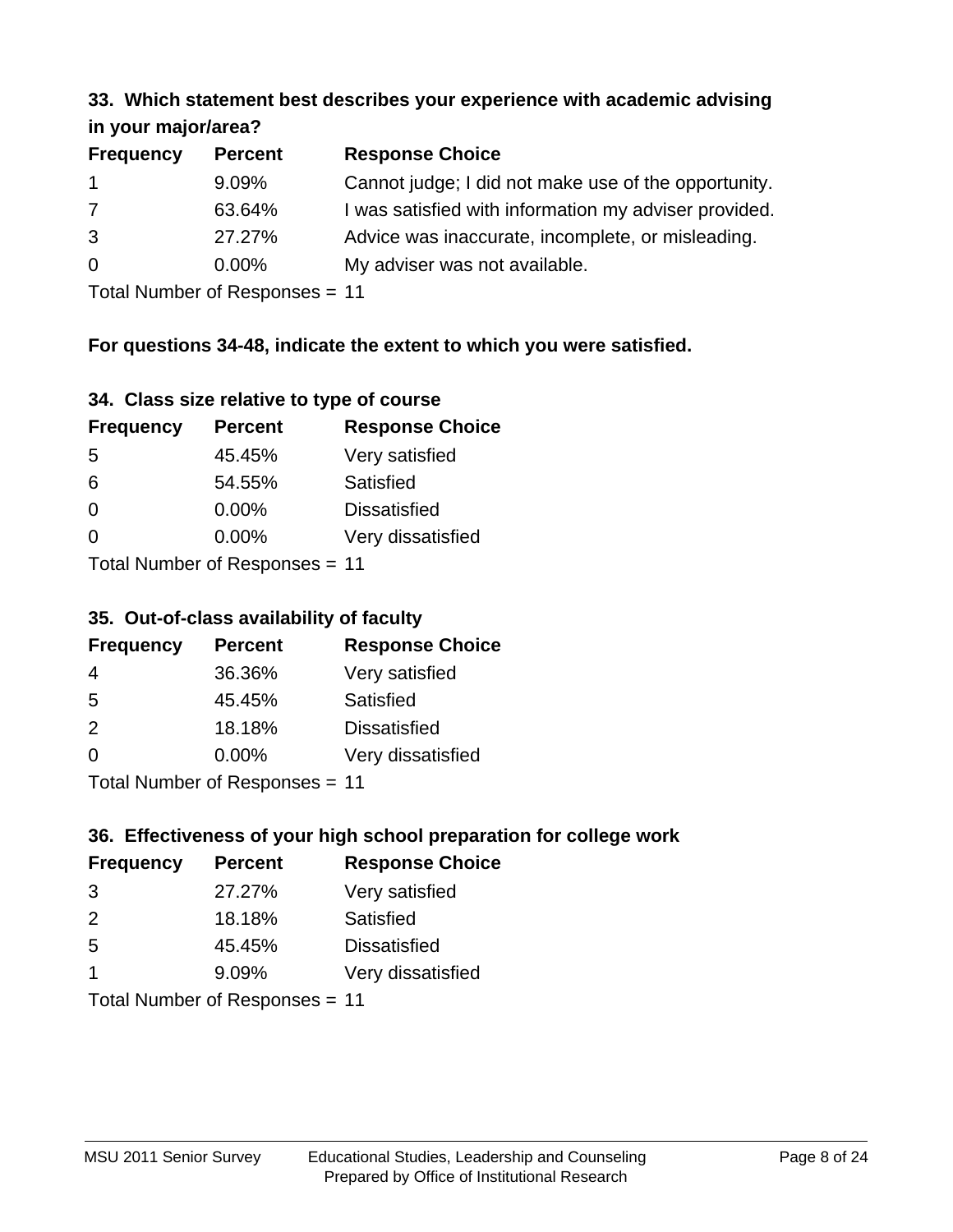### 33. Which statement best describes your experience with academic advising in your major/area?

| Frequency | Percent | Response Choice |
|---|---|---|
| 1 | 9.09% | Cannot judge; I did not make use of the opportunity. |
| 7 | 63.64% | I was satisfied with information my adviser provided. |
| 3 | 27.27% | Advice was inaccurate, incomplete, or misleading. |
| 0 | 0.00% | My adviser was not available. |

Total Number of Responses = 11

**For questions 34-48, indicate the extent to which you were satisfied.**

### 34. Class size relative to type of course

| Frequency | Percent | Response Choice |
|---|---|---|
| 5 | 45.45% | Very satisfied |
| 6 | 54.55% | Satisfied |
| 0 | 0.00% | Dissatisfied |
| 0 | 0.00% | Very dissatisfied |

Total Number of Responses = 11

### 35. Out-of-class availability of faculty

| Frequency | Percent | Response Choice |
|---|---|---|
| 4 | 36.36% | Very satisfied |
| 5 | 45.45% | Satisfied |
| 2 | 18.18% | Dissatisfied |
| 0 | 0.00% | Very dissatisfied |

Total Number of Responses = 11

### 36. Effectiveness of your high school preparation for college work

| Frequency | Percent | Response Choice |
|---|---|---|
| 3 | 27.27% | Very satisfied |
| 2 | 18.18% | Satisfied |
| 5 | 45.45% | Dissatisfied |
| 1 | 9.09% | Very dissatisfied |

Total Number of Responses = 11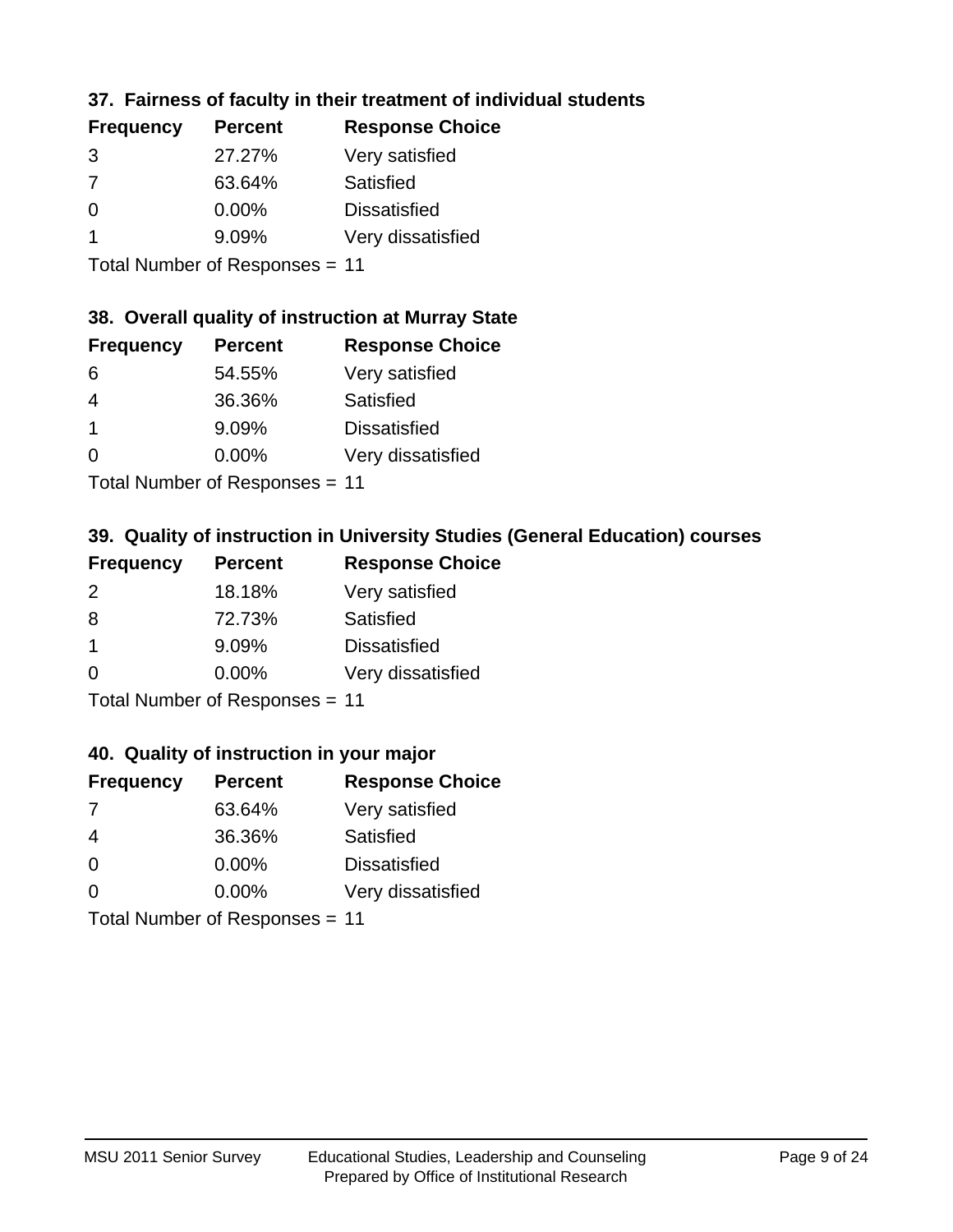### 37. Fairness of faculty in their treatment of individual students

| Frequency | Percent | Response Choice |
|---|---|---|
| 3 | 27.27% | Very satisfied |
| 7 | 63.64% | Satisfied |
| 0 | 0.00% | Dissatisfied |
| 1 | 9.09% | Very dissatisfied |

Total Number of Responses = 11

### 38. Overall quality of instruction at Murray State

| Frequency | Percent | Response Choice |
|---|---|---|
| 6 | 54.55% | Very satisfied |
| 4 | 36.36% | Satisfied |
| 1 | 9.09% | Dissatisfied |
| 0 | 0.00% | Very dissatisfied |

Total Number of Responses = 11

### 39. Quality of instruction in University Studies (General Education) courses

| Frequency | Percent | Response Choice |
|---|---|---|
| 2 | 18.18% | Very satisfied |
| 8 | 72.73% | Satisfied |
| 1 | 9.09% | Dissatisfied |
| 0 | 0.00% | Very dissatisfied |

Total Number of Responses = 11

### 40. Quality of instruction in your major

| Frequency | Percent | Response Choice |
|---|---|---|
| 7 | 63.64% | Very satisfied |
| 4 | 36.36% | Satisfied |
| 0 | 0.00% | Dissatisfied |
| 0 | 0.00% | Very dissatisfied |

Total Number of Responses = 11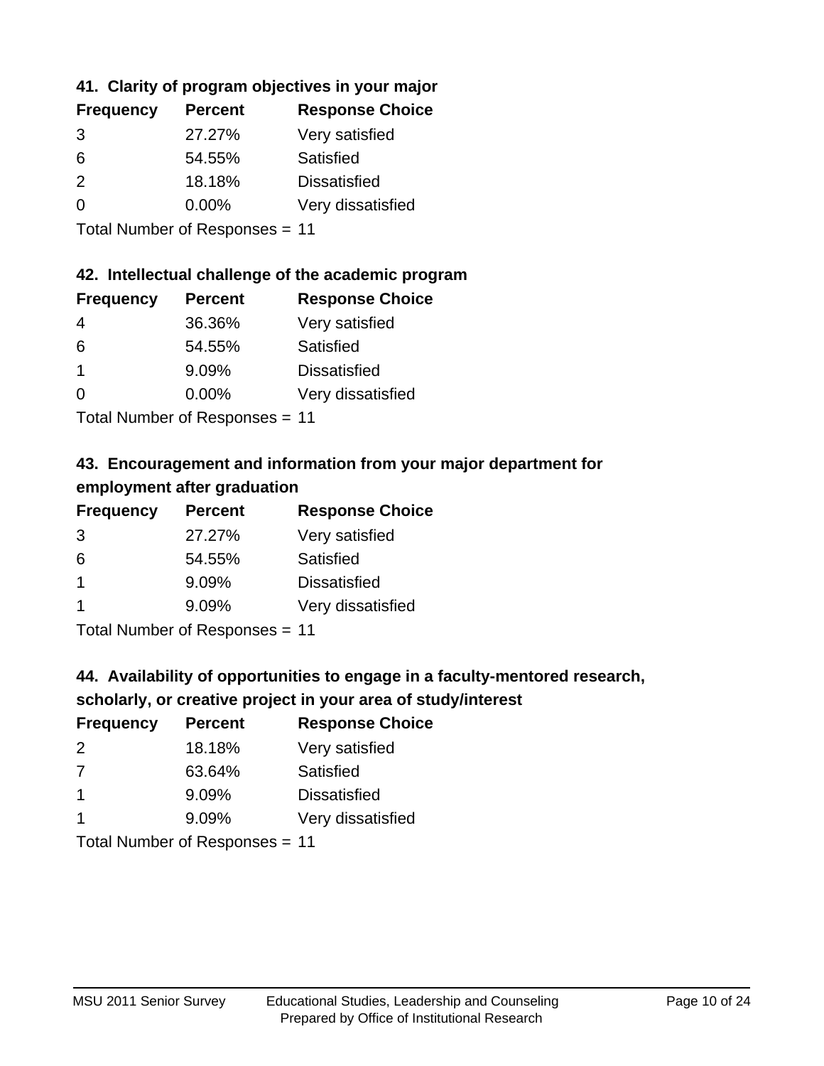### 41. Clarity of program objectives in your major

| Frequency | Percent | Response Choice |
|---|---|---|
| 3 | 27.27% | Very satisfied |
| 6 | 54.55% | Satisfied |
| 2 | 18.18% | Dissatisfied |
| 0 | 0.00% | Very dissatisfied |

Total Number of Responses = 11

### 42. Intellectual challenge of the academic program

| Frequency | Percent | Response Choice |
|---|---|---|
| 4 | 36.36% | Very satisfied |
| 6 | 54.55% | Satisfied |
| 1 | 9.09% | Dissatisfied |
| 0 | 0.00% | Very dissatisfied |

Total Number of Responses = 11

### 43. Encouragement and information from your major department for employment after graduation

| Frequency | Percent | Response Choice |
|---|---|---|
| 3 | 27.27% | Very satisfied |
| 6 | 54.55% | Satisfied |
| 1 | 9.09% | Dissatisfied |
| 1 | 9.09% | Very dissatisfied |

Total Number of Responses = 11

### 44. Availability of opportunities to engage in a faculty-mentored research, scholarly, or creative project in your area of study/interest

| Frequency | Percent | Response Choice |
|---|---|---|
| 2 | 18.18% | Very satisfied |
| 7 | 63.64% | Satisfied |
| 1 | 9.09% | Dissatisfied |
| 1 | 9.09% | Very dissatisfied |

Total Number of Responses = 11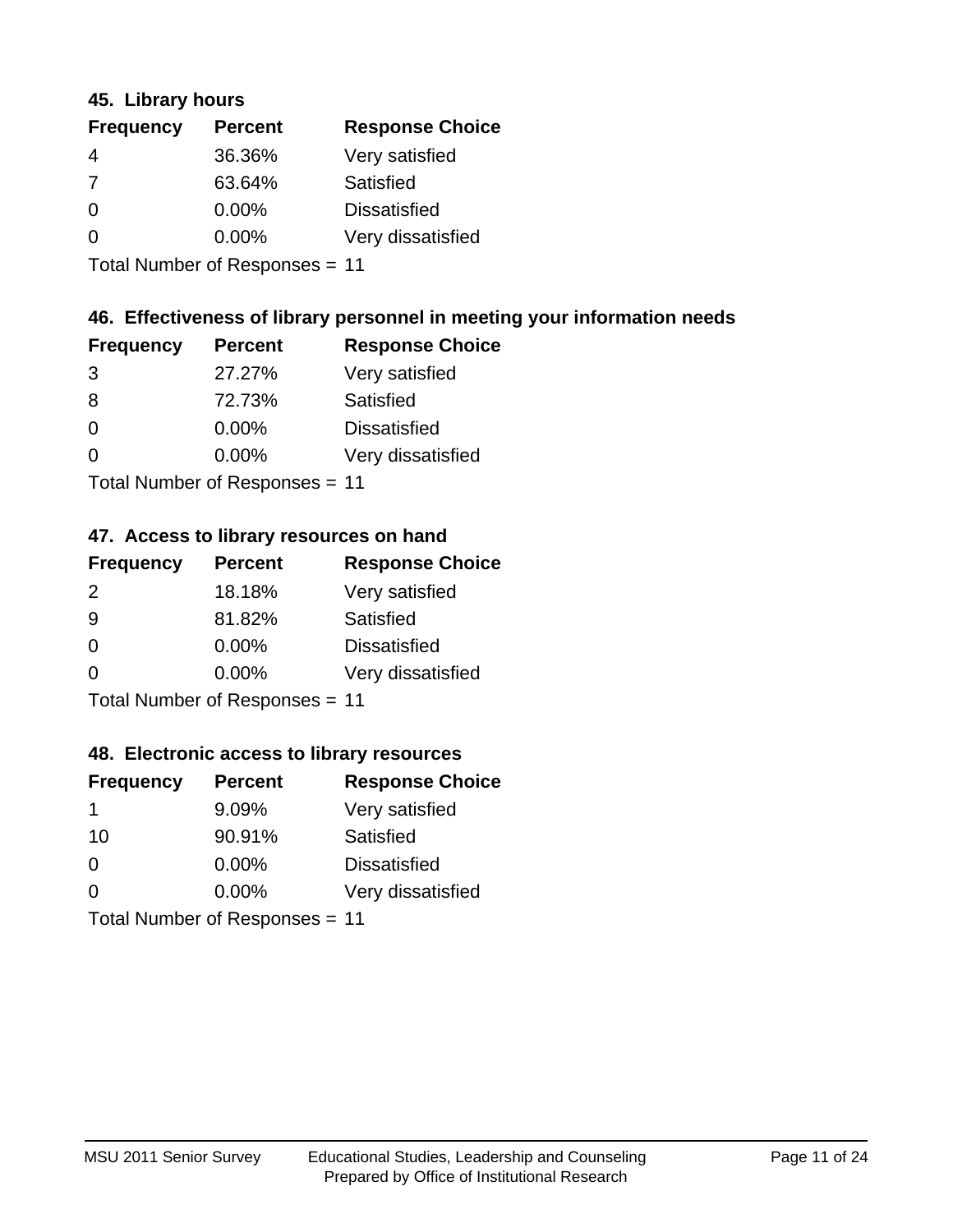### 45. Library hours

| Frequency | Percent | Response Choice |
|---|---|---|
| 4 | 36.36% | Very satisfied |
| 7 | 63.64% | Satisfied |
| 0 | 0.00% | Dissatisfied |
| 0 | 0.00% | Very dissatisfied |

Total Number of Responses = 11

### 46. Effectiveness of library personnel in meeting your information needs

| Frequency | Percent | Response Choice |
|---|---|---|
| 3 | 27.27% | Very satisfied |
| 8 | 72.73% | Satisfied |
| 0 | 0.00% | Dissatisfied |
| 0 | 0.00% | Very dissatisfied |

Total Number of Responses = 11

### 47. Access to library resources on hand

| Frequency | Percent | Response Choice |
|---|---|---|
| 2 | 18.18% | Very satisfied |
| 9 | 81.82% | Satisfied |
| 0 | 0.00% | Dissatisfied |
| 0 | 0.00% | Very dissatisfied |

Total Number of Responses = 11

### 48. Electronic access to library resources

| Frequency | Percent | Response Choice |
|---|---|---|
| 1 | 9.09% | Very satisfied |
| 10 | 90.91% | Satisfied |
| 0 | 0.00% | Dissatisfied |
| 0 | 0.00% | Very dissatisfied |

Total Number of Responses = 11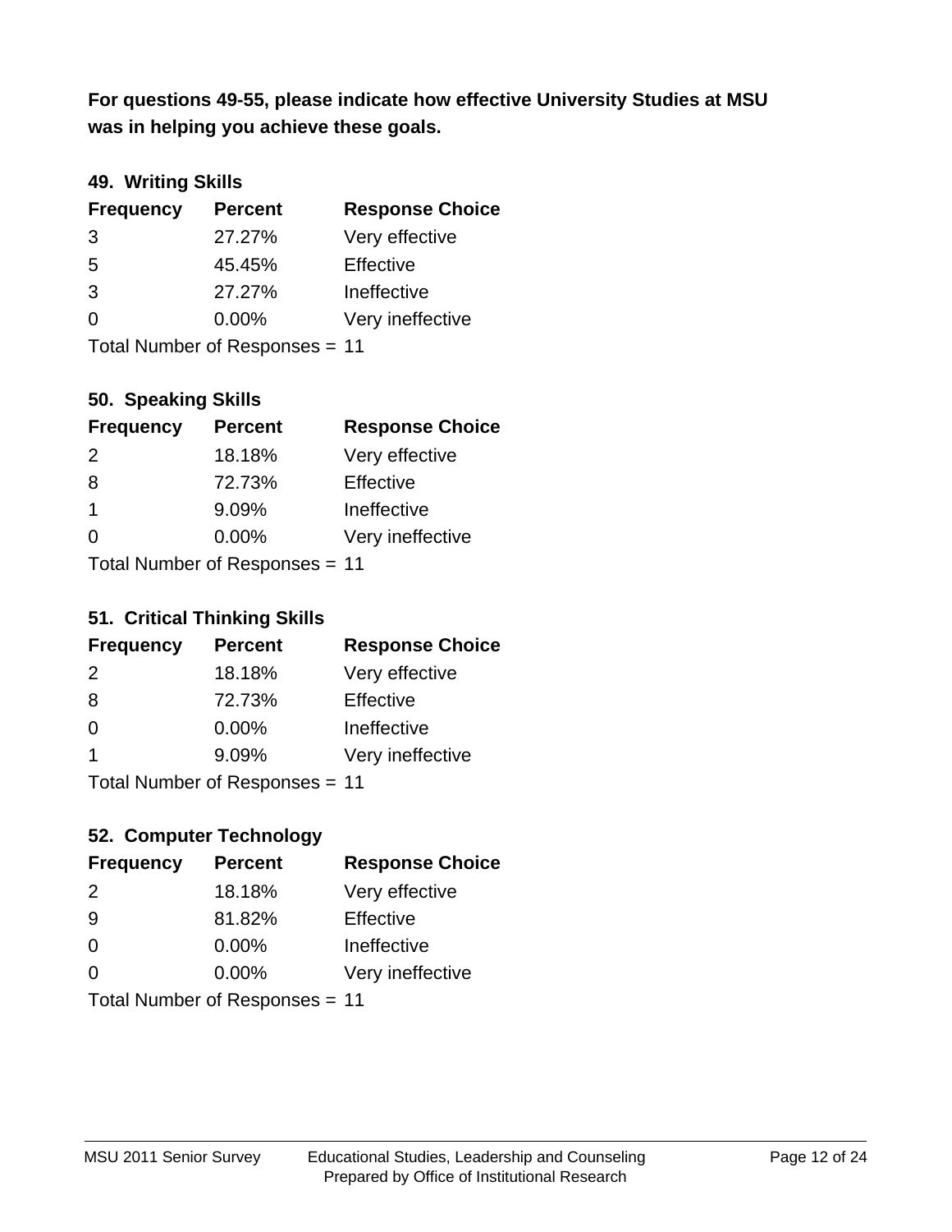**For questions 49-55, please indicate how effective University Studies at MSU was in helping you achieve these goals.**

### 49. Writing Skills

| Frequency | Percent | Response Choice |
|---|---|---|
| 3 | 27.27% | Very effective |
| 5 | 45.45% | Effective |
| 3 | 27.27% | Ineffective |
| 0 | 0.00% | Very ineffective |

Total Number of Responses = 11

### 50. Speaking Skills

| Frequency | Percent | Response Choice |
|---|---|---|
| 2 | 18.18% | Very effective |
| 8 | 72.73% | Effective |
| 1 | 9.09% | Ineffective |
| 0 | 0.00% | Very ineffective |

Total Number of Responses = 11

### 51. Critical Thinking Skills

| Frequency | Percent | Response Choice |
|---|---|---|
| 2 | 18.18% | Very effective |
| 8 | 72.73% | Effective |
| 0 | 0.00% | Ineffective |
| 1 | 9.09% | Very ineffective |

Total Number of Responses = 11

### 52. Computer Technology

| Frequency | Percent | Response Choice |
|---|---|---|
| 2 | 18.18% | Very effective |
| 9 | 81.82% | Effective |
| 0 | 0.00% | Ineffective |
| 0 | 0.00% | Very ineffective |

Total Number of Responses = 11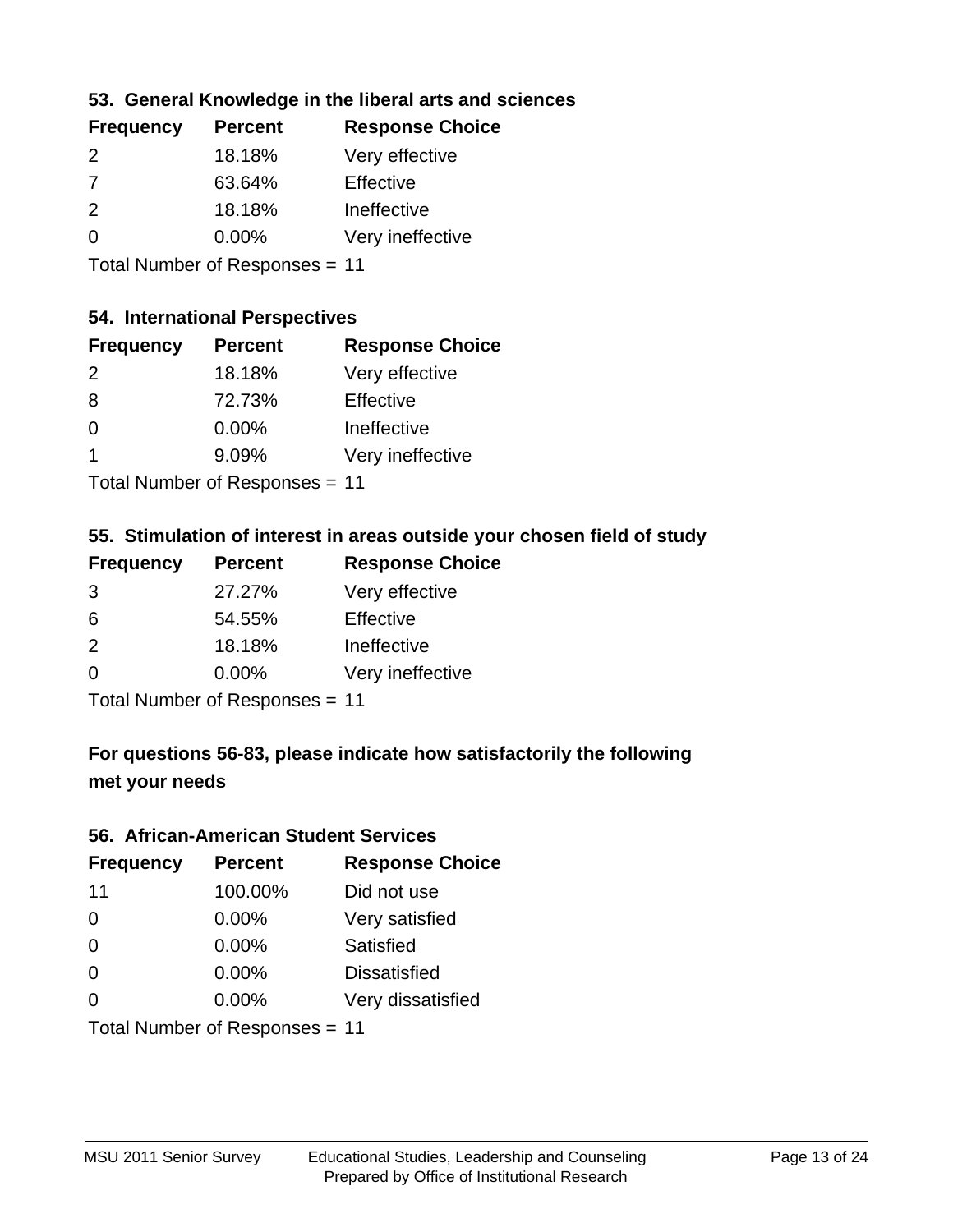### 53. General Knowledge in the liberal arts and sciences

| Frequency | Percent | Response Choice |
|---|---|---|
| 2 | 18.18% | Very effective |
| 7 | 63.64% | Effective |
| 2 | 18.18% | Ineffective |
| 0 | 0.00% | Very ineffective |

Total Number of Responses = 11

### 54. International Perspectives

| Frequency | Percent | Response Choice |
|---|---|---|
| 2 | 18.18% | Very effective |
| 8 | 72.73% | Effective |
| 0 | 0.00% | Ineffective |
| 1 | 9.09% | Very ineffective |

Total Number of Responses = 11

### 55. Stimulation of interest in areas outside your chosen field of study

| Frequency | Percent | Response Choice |
|---|---|---|
| 3 | 27.27% | Very effective |
| 6 | 54.55% | Effective |
| 2 | 18.18% | Ineffective |
| 0 | 0.00% | Very ineffective |

Total Number of Responses = 11

## For questions 56-83, please indicate how satisfactorily the following met your needs

### 56. African-American Student Services

| Frequency | Percent | Response Choice |
|---|---|---|
| 11 | 100.00% | Did not use |
| 0 | 0.00% | Very satisfied |
| 0 | 0.00% | Satisfied |
| 0 | 0.00% | Dissatisfied |
| 0 | 0.00% | Very dissatisfied |

Total Number of Responses = 11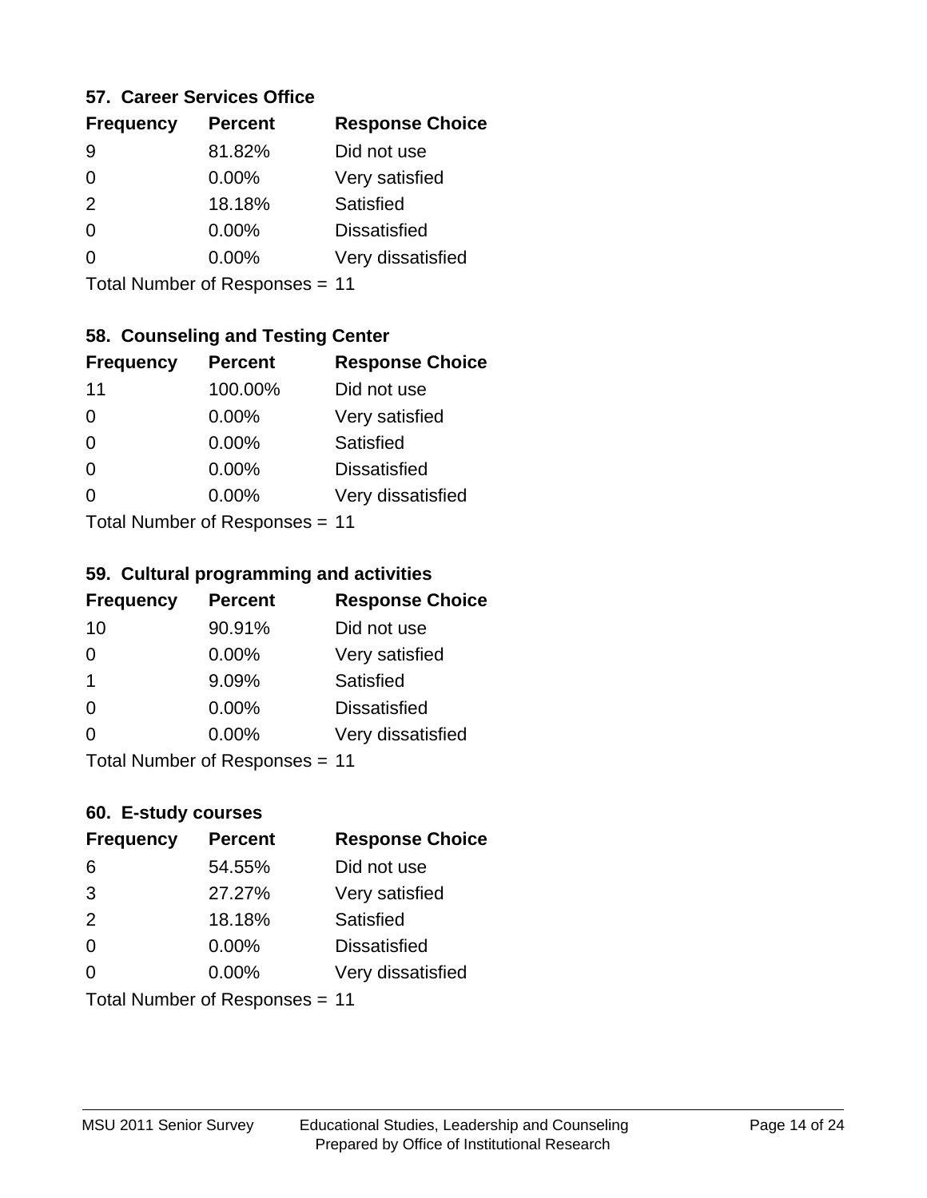### 57. Career Services Office

| Frequency | Percent | Response Choice |
|---|---|---|
| 9 | 81.82% | Did not use |
| 0 | 0.00% | Very satisfied |
| 2 | 18.18% | Satisfied |
| 0 | 0.00% | Dissatisfied |
| 0 | 0.00% | Very dissatisfied |

Total Number of Responses = 11

### 58. Counseling and Testing Center

| Frequency | Percent | Response Choice |
|---|---|---|
| 11 | 100.00% | Did not use |
| 0 | 0.00% | Very satisfied |
| 0 | 0.00% | Satisfied |
| 0 | 0.00% | Dissatisfied |
| 0 | 0.00% | Very dissatisfied |

Total Number of Responses = 11

### 59. Cultural programming and activities

| Frequency | Percent | Response Choice |
|---|---|---|
| 10 | 90.91% | Did not use |
| 0 | 0.00% | Very satisfied |
| 1 | 9.09% | Satisfied |
| 0 | 0.00% | Dissatisfied |
| 0 | 0.00% | Very dissatisfied |

Total Number of Responses = 11

### 60. E-study courses

| Frequency | Percent | Response Choice |
|---|---|---|
| 6 | 54.55% | Did not use |
| 3 | 27.27% | Very satisfied |
| 2 | 18.18% | Satisfied |
| 0 | 0.00% | Dissatisfied |
| 0 | 0.00% | Very dissatisfied |

Total Number of Responses = 11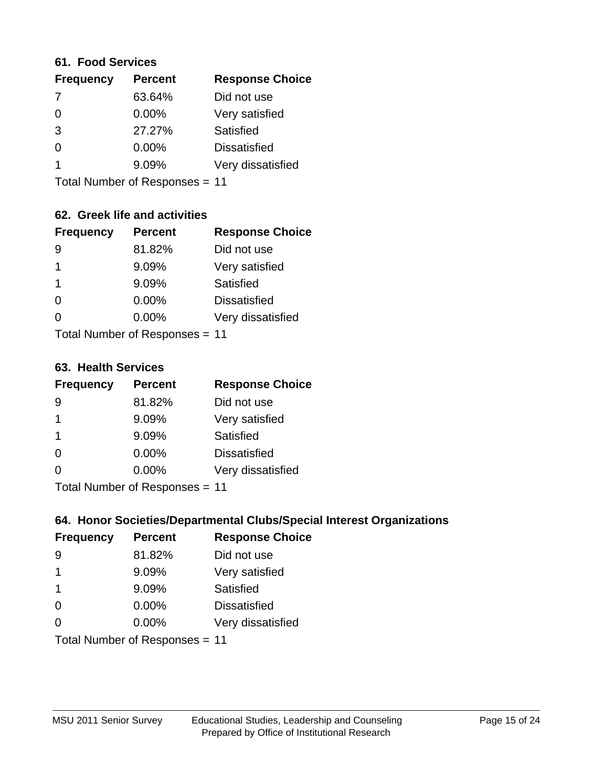### 61. Food Services

| Frequency | Percent | Response Choice |
|---|---|---|
| 7 | 63.64% | Did not use |
| 0 | 0.00% | Very satisfied |
| 3 | 27.27% | Satisfied |
| 0 | 0.00% | Dissatisfied |
| 1 | 9.09% | Very dissatisfied |

Total Number of Responses = 11

### 62. Greek life and activities

| Frequency | Percent | Response Choice |
|---|---|---|
| 9 | 81.82% | Did not use |
| 1 | 9.09% | Very satisfied |
| 1 | 9.09% | Satisfied |
| 0 | 0.00% | Dissatisfied |
| 0 | 0.00% | Very dissatisfied |

Total Number of Responses = 11

### 63. Health Services

| Frequency | Percent | Response Choice |
|---|---|---|
| 9 | 81.82% | Did not use |
| 1 | 9.09% | Very satisfied |
| 1 | 9.09% | Satisfied |
| 0 | 0.00% | Dissatisfied |
| 0 | 0.00% | Very dissatisfied |

Total Number of Responses = 11

### 64. Honor Societies/Departmental Clubs/Special Interest Organizations

| Frequency | Percent | Response Choice |
|---|---|---|
| 9 | 81.82% | Did not use |
| 1 | 9.09% | Very satisfied |
| 1 | 9.09% | Satisfied |
| 0 | 0.00% | Dissatisfied |
| 0 | 0.00% | Very dissatisfied |

Total Number of Responses = 11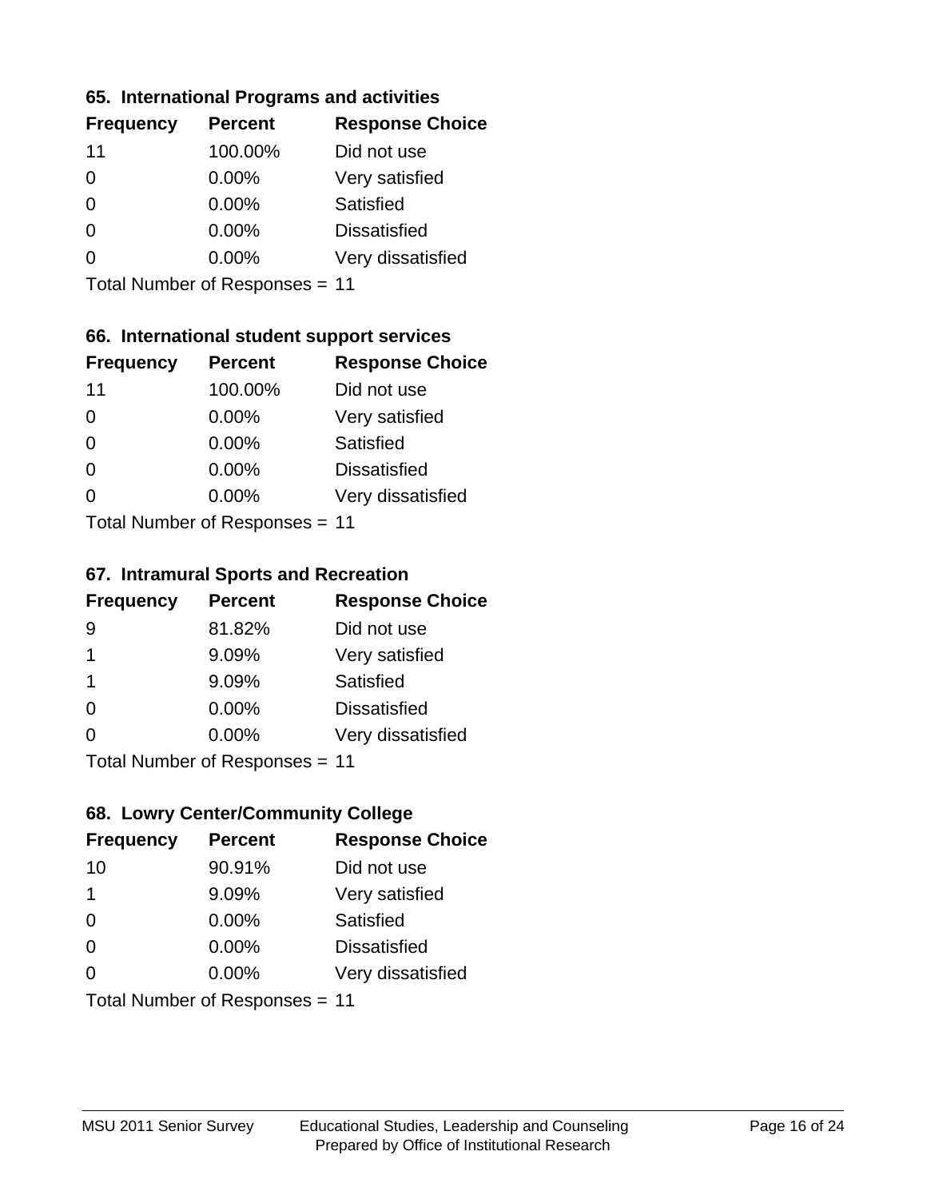### 65. International Programs and activities

| Frequency | Percent | Response Choice |
|---|---|---|
| 11 | 100.00% | Did not use |
| 0 | 0.00% | Very satisfied |
| 0 | 0.00% | Satisfied |
| 0 | 0.00% | Dissatisfied |
| 0 | 0.00% | Very dissatisfied |

Total Number of Responses = 11

### 66. International student support services

| Frequency | Percent | Response Choice |
|---|---|---|
| 11 | 100.00% | Did not use |
| 0 | 0.00% | Very satisfied |
| 0 | 0.00% | Satisfied |
| 0 | 0.00% | Dissatisfied |
| 0 | 0.00% | Very dissatisfied |

Total Number of Responses = 11

### 67. Intramural Sports and Recreation

| Frequency | Percent | Response Choice |
|---|---|---|
| 9 | 81.82% | Did not use |
| 1 | 9.09% | Very satisfied |
| 1 | 9.09% | Satisfied |
| 0 | 0.00% | Dissatisfied |
| 0 | 0.00% | Very dissatisfied |

Total Number of Responses = 11

### 68. Lowry Center/Community College

| Frequency | Percent | Response Choice |
|---|---|---|
| 10 | 90.91% | Did not use |
| 1 | 9.09% | Very satisfied |
| 0 | 0.00% | Satisfied |
| 0 | 0.00% | Dissatisfied |
| 0 | 0.00% | Very dissatisfied |

Total Number of Responses = 11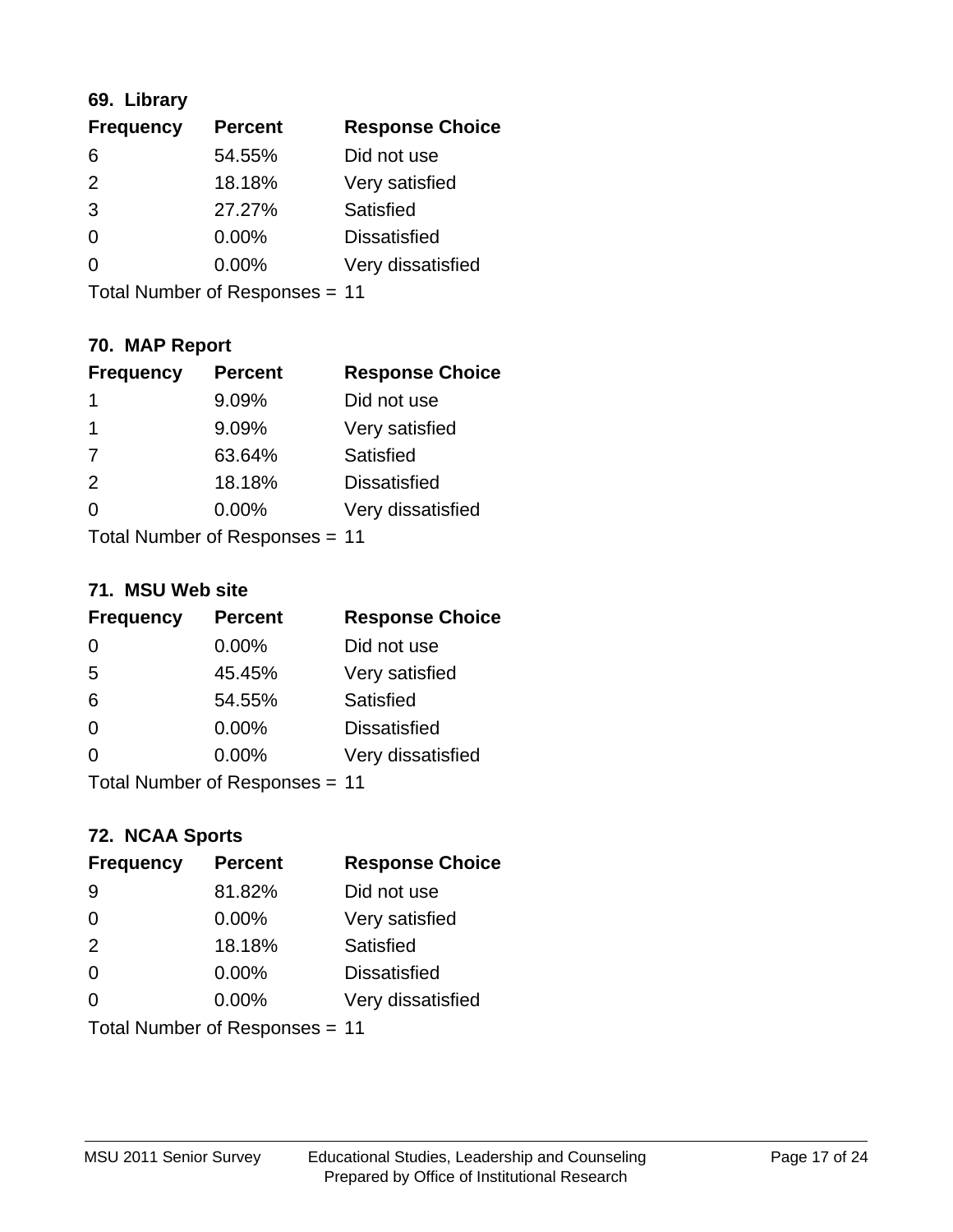### 69. Library

| Frequency | Percent | Response Choice |
|---|---|---|
| 6 | 54.55% | Did not use |
| 2 | 18.18% | Very satisfied |
| 3 | 27.27% | Satisfied |
| 0 | 0.00% | Dissatisfied |
| 0 | 0.00% | Very dissatisfied |

Total Number of Responses = 11

### 70. MAP Report

| Frequency | Percent | Response Choice |
|---|---|---|
| 1 | 9.09% | Did not use |
| 1 | 9.09% | Very satisfied |
| 7 | 63.64% | Satisfied |
| 2 | 18.18% | Dissatisfied |
| 0 | 0.00% | Very dissatisfied |

Total Number of Responses = 11

### 71. MSU Web site

| Frequency | Percent | Response Choice |
|---|---|---|
| 0 | 0.00% | Did not use |
| 5 | 45.45% | Very satisfied |
| 6 | 54.55% | Satisfied |
| 0 | 0.00% | Dissatisfied |
| 0 | 0.00% | Very dissatisfied |

Total Number of Responses = 11

### 72. NCAA Sports

| Frequency | Percent | Response Choice |
|---|---|---|
| 9 | 81.82% | Did not use |
| 0 | 0.00% | Very satisfied |
| 2 | 18.18% | Satisfied |
| 0 | 0.00% | Dissatisfied |
| 0 | 0.00% | Very dissatisfied |

Total Number of Responses = 11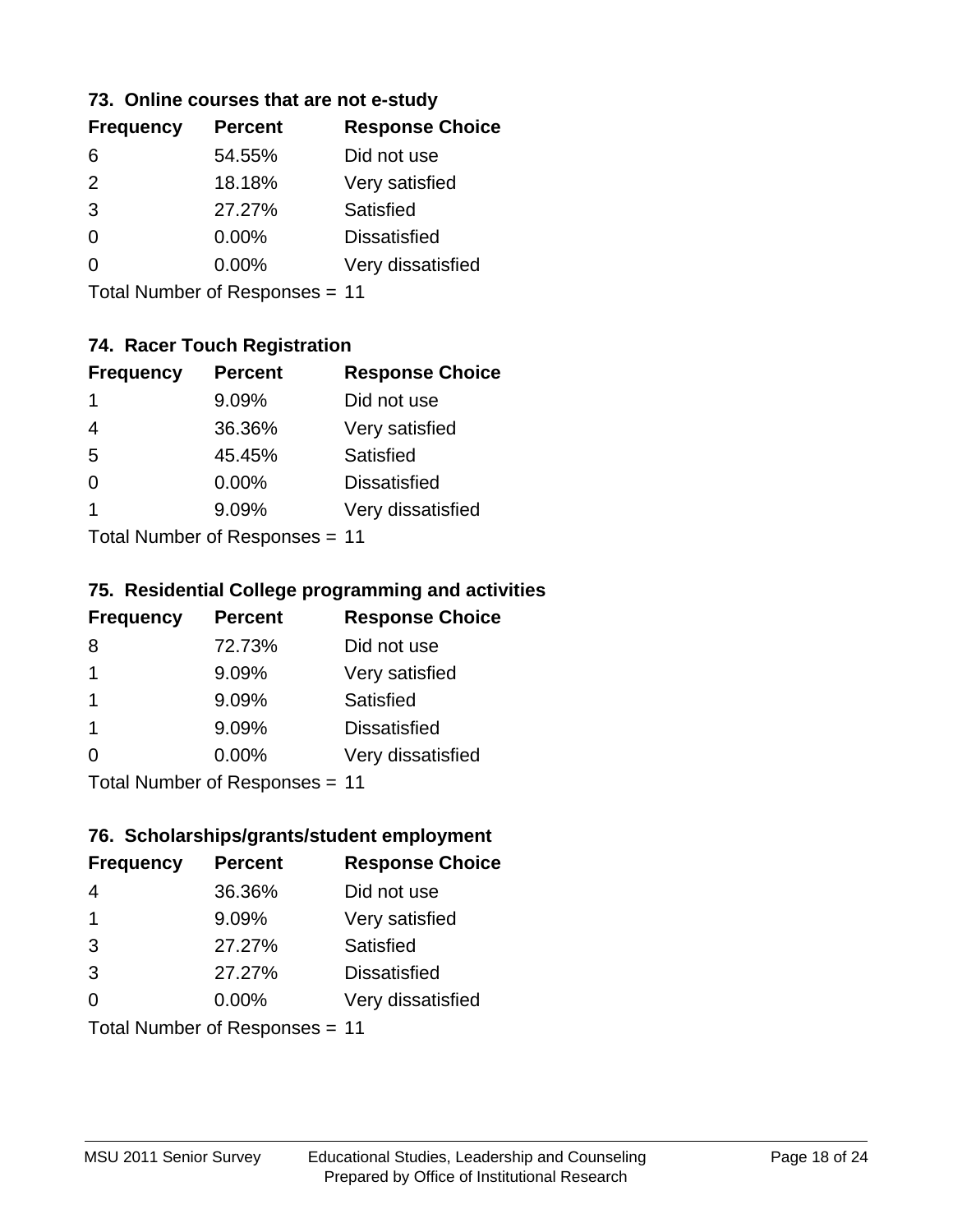### 73. Online courses that are not e-study

| Frequency | Percent | Response Choice |
|---|---|---|
| 6 | 54.55% | Did not use |
| 2 | 18.18% | Very satisfied |
| 3 | 27.27% | Satisfied |
| 0 | 0.00% | Dissatisfied |
| 0 | 0.00% | Very dissatisfied |

Total Number of Responses = 11

### 74. Racer Touch Registration

| Frequency | Percent | Response Choice |
|---|---|---|
| 1 | 9.09% | Did not use |
| 4 | 36.36% | Very satisfied |
| 5 | 45.45% | Satisfied |
| 0 | 0.00% | Dissatisfied |
| 1 | 9.09% | Very dissatisfied |

Total Number of Responses = 11

### 75. Residential College programming and activities

| Frequency | Percent | Response Choice |
|---|---|---|
| 8 | 72.73% | Did not use |
| 1 | 9.09% | Very satisfied |
| 1 | 9.09% | Satisfied |
| 1 | 9.09% | Dissatisfied |
| 0 | 0.00% | Very dissatisfied |

Total Number of Responses = 11

### 76. Scholarships/grants/student employment

| Frequency | Percent | Response Choice |
|---|---|---|
| 4 | 36.36% | Did not use |
| 1 | 9.09% | Very satisfied |
| 3 | 27.27% | Satisfied |
| 3 | 27.27% | Dissatisfied |
| 0 | 0.00% | Very dissatisfied |

Total Number of Responses = 11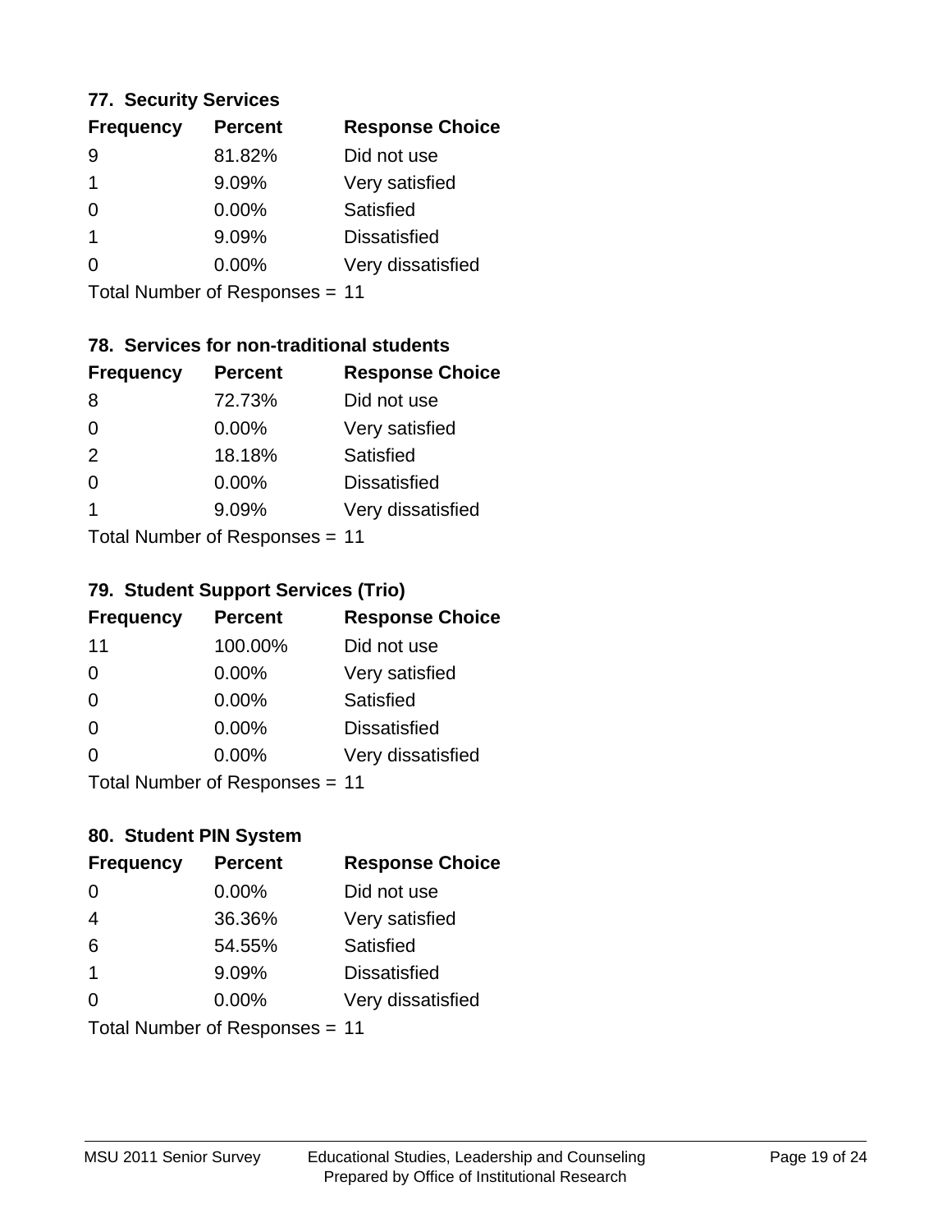### 77. Security Services

| Frequency | Percent | Response Choice |
|---|---|---|
| 9 | 81.82% | Did not use |
| 1 | 9.09% | Very satisfied |
| 0 | 0.00% | Satisfied |
| 1 | 9.09% | Dissatisfied |
| 0 | 0.00% | Very dissatisfied |

Total Number of Responses = 11

### 78. Services for non-traditional students

| Frequency | Percent | Response Choice |
|---|---|---|
| 8 | 72.73% | Did not use |
| 0 | 0.00% | Very satisfied |
| 2 | 18.18% | Satisfied |
| 0 | 0.00% | Dissatisfied |
| 1 | 9.09% | Very dissatisfied |

Total Number of Responses = 11

### 79. Student Support Services (Trio)

| Frequency | Percent | Response Choice |
|---|---|---|
| 11 | 100.00% | Did not use |
| 0 | 0.00% | Very satisfied |
| 0 | 0.00% | Satisfied |
| 0 | 0.00% | Dissatisfied |
| 0 | 0.00% | Very dissatisfied |

Total Number of Responses = 11

### 80. Student PIN System

| Frequency | Percent | Response Choice |
|---|---|---|
| 0 | 0.00% | Did not use |
| 4 | 36.36% | Very satisfied |
| 6 | 54.55% | Satisfied |
| 1 | 9.09% | Dissatisfied |
| 0 | 0.00% | Very dissatisfied |

Total Number of Responses = 11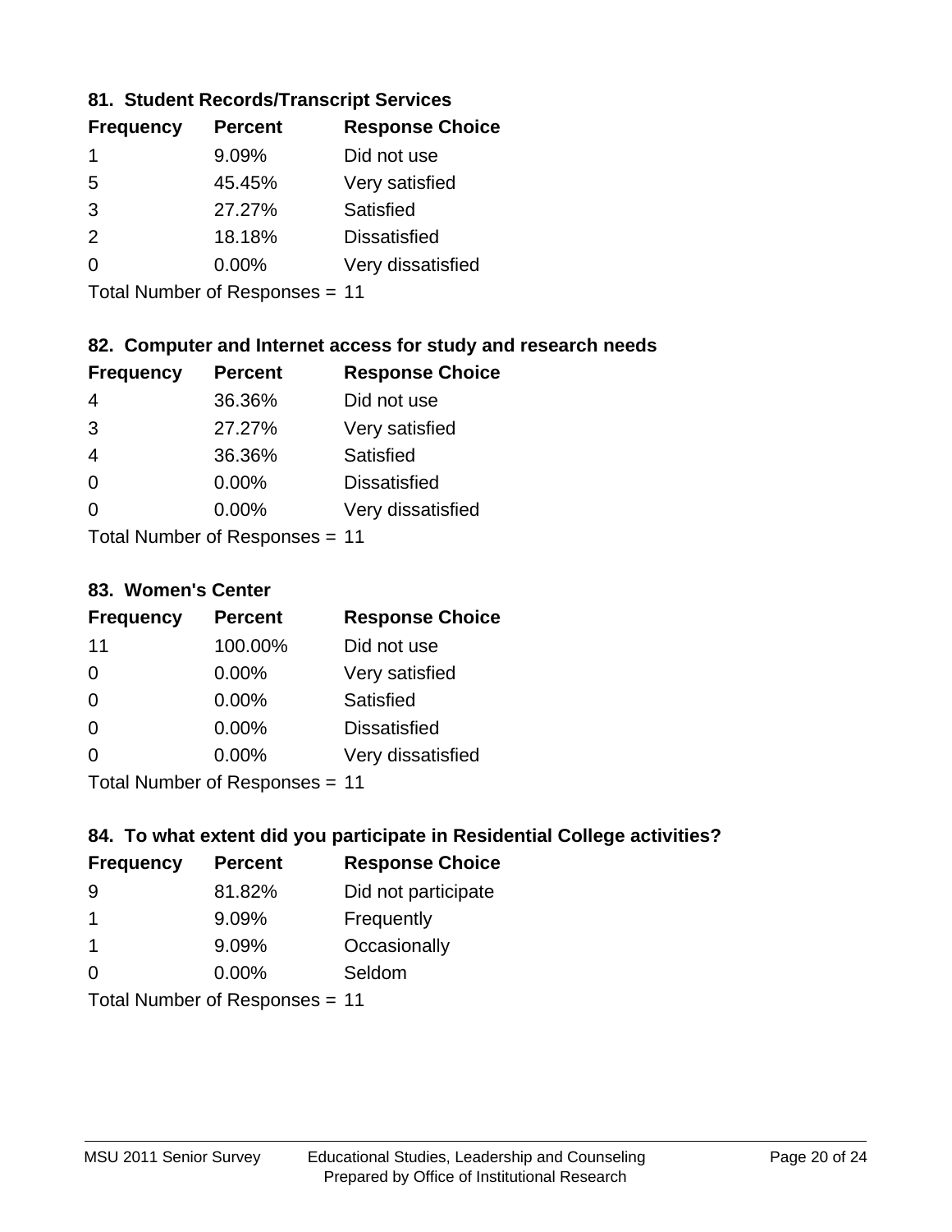### 81. Student Records/Transcript Services

| Frequency | Percent | Response Choice |
|---|---|---|
| 1 | 9.09% | Did not use |
| 5 | 45.45% | Very satisfied |
| 3 | 27.27% | Satisfied |
| 2 | 18.18% | Dissatisfied |
| 0 | 0.00% | Very dissatisfied |

Total Number of Responses = 11

### 82. Computer and Internet access for study and research needs

| Frequency | Percent | Response Choice |
|---|---|---|
| 4 | 36.36% | Did not use |
| 3 | 27.27% | Very satisfied |
| 4 | 36.36% | Satisfied |
| 0 | 0.00% | Dissatisfied |
| 0 | 0.00% | Very dissatisfied |

Total Number of Responses = 11

### 83. Women's Center

| Frequency | Percent | Response Choice |
|---|---|---|
| 11 | 100.00% | Did not use |
| 0 | 0.00% | Very satisfied |
| 0 | 0.00% | Satisfied |
| 0 | 0.00% | Dissatisfied |
| 0 | 0.00% | Very dissatisfied |

Total Number of Responses = 11

### 84. To what extent did you participate in Residential College activities?

| Frequency | Percent | Response Choice |
|---|---|---|
| 9 | 81.82% | Did not participate |
| 1 | 9.09% | Frequently |
| 1 | 9.09% | Occasionally |
| 0 | 0.00% | Seldom |

Total Number of Responses = 11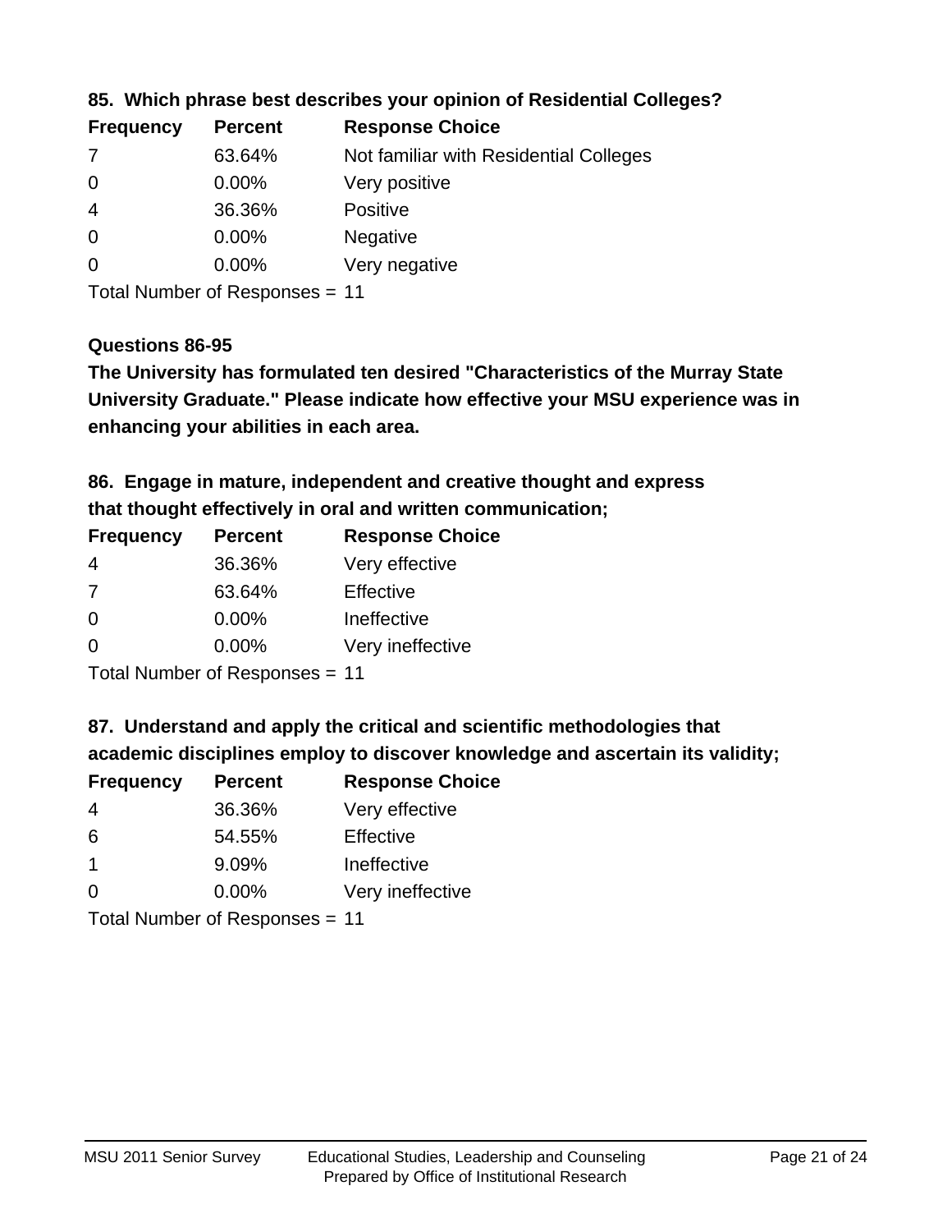**85. Which phrase best describes your opinion of Residential Colleges?**

| Frequency | Percent | Response Choice |
|---|---|---|
| 7 | 63.64% | Not familiar with Residential Colleges |
| 0 | 0.00% | Very positive |
| 4 | 36.36% | Positive |
| 0 | 0.00% | Negative |
| 0 | 0.00% | Very negative |

Total Number of Responses = 11

**Questions 86-95**

**The University has formulated ten desired "Characteristics of the Murray State University Graduate." Please indicate how effective your MSU experience was in enhancing your abilities in each area.**

**86. Engage in mature, independent and creative thought and express that thought effectively in oral and written communication;**

| Frequency | Percent | Response Choice |
|---|---|---|
| 4 | 36.36% | Very effective |
| 7 | 63.64% | Effective |
| 0 | 0.00% | Ineffective |
| 0 | 0.00% | Very ineffective |

Total Number of Responses = 11

**87. Understand and apply the critical and scientific methodologies that academic disciplines employ to discover knowledge and ascertain its validity;**

| Frequency | Percent | Response Choice |
|---|---|---|
| 4 | 36.36% | Very effective |
| 6 | 54.55% | Effective |
| 1 | 9.09% | Ineffective |
| 0 | 0.00% | Very ineffective |

Total Number of Responses = 11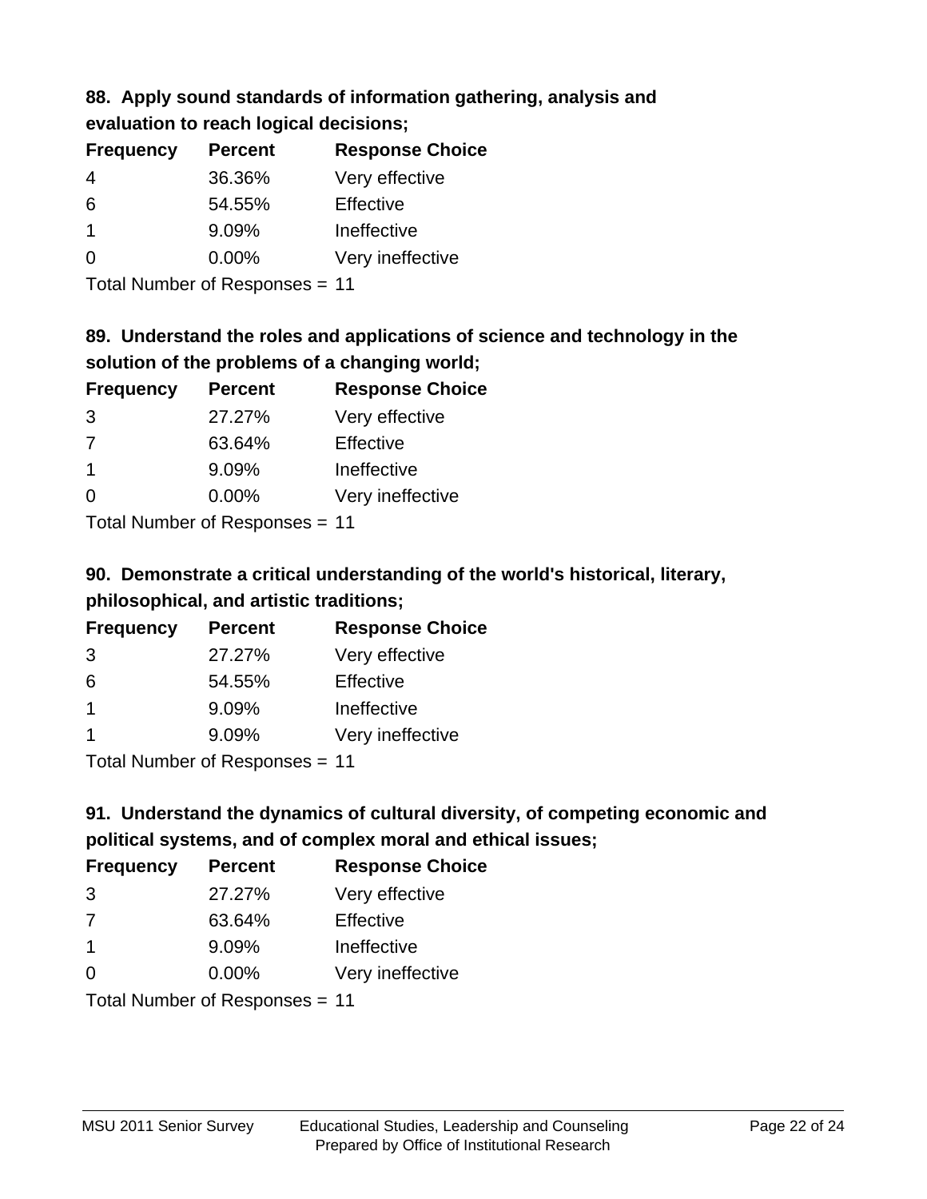**88. Apply sound standards of information gathering, analysis and evaluation to reach logical decisions;**

| Frequency | Percent | Response Choice |
|---|---|---|
| 4 | 36.36% | Very effective |
| 6 | 54.55% | Effective |
| 1 | 9.09% | Ineffective |
| 0 | 0.00% | Very ineffective |

Total Number of Responses = 11

**89. Understand the roles and applications of science and technology in the solution of the problems of a changing world;**

| Frequency | Percent | Response Choice |
|---|---|---|
| 3 | 27.27% | Very effective |
| 7 | 63.64% | Effective |
| 1 | 9.09% | Ineffective |
| 0 | 0.00% | Very ineffective |

Total Number of Responses = 11

**90. Demonstrate a critical understanding of the world's historical, literary, philosophical, and artistic traditions;**

| Frequency | Percent | Response Choice |
|---|---|---|
| 3 | 27.27% | Very effective |
| 6 | 54.55% | Effective |
| 1 | 9.09% | Ineffective |
| 1 | 9.09% | Very ineffective |

Total Number of Responses = 11

**91. Understand the dynamics of cultural diversity, of competing economic and political systems, and of complex moral and ethical issues;**

| Frequency | Percent | Response Choice |
|---|---|---|
| 3 | 27.27% | Very effective |
| 7 | 63.64% | Effective |
| 1 | 9.09% | Ineffective |
| 0 | 0.00% | Very ineffective |

Total Number of Responses = 11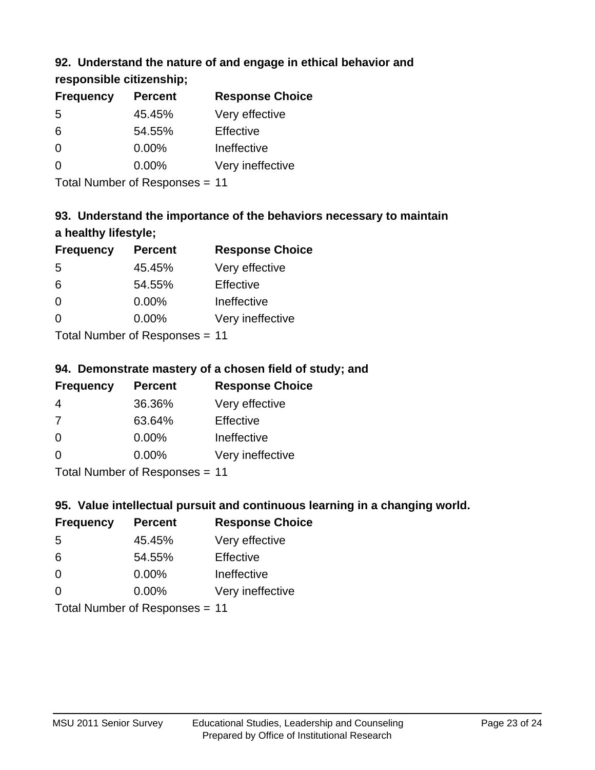### 92. Understand the nature of and engage in ethical behavior and responsible citizenship;

| Frequency | Percent | Response Choice |
|---|---|---|
| 5 | 45.45% | Very effective |
| 6 | 54.55% | Effective |
| 0 | 0.00% | Ineffective |
| 0 | 0.00% | Very ineffective |

Total Number of Responses = 11

### 93. Understand the importance of the behaviors necessary to maintain a healthy lifestyle;

| Frequency | Percent | Response Choice |
|---|---|---|
| 5 | 45.45% | Very effective |
| 6 | 54.55% | Effective |
| 0 | 0.00% | Ineffective |
| 0 | 0.00% | Very ineffective |

Total Number of Responses = 11

### 94. Demonstrate mastery of a chosen field of study; and

| Frequency | Percent | Response Choice |
|---|---|---|
| 4 | 36.36% | Very effective |
| 7 | 63.64% | Effective |
| 0 | 0.00% | Ineffective |
| 0 | 0.00% | Very ineffective |

Total Number of Responses = 11

### 95. Value intellectual pursuit and continuous learning in a changing world.

| Frequency | Percent | Response Choice |
|---|---|---|
| 5 | 45.45% | Very effective |
| 6 | 54.55% | Effective |
| 0 | 0.00% | Ineffective |
| 0 | 0.00% | Very ineffective |

Total Number of Responses = 11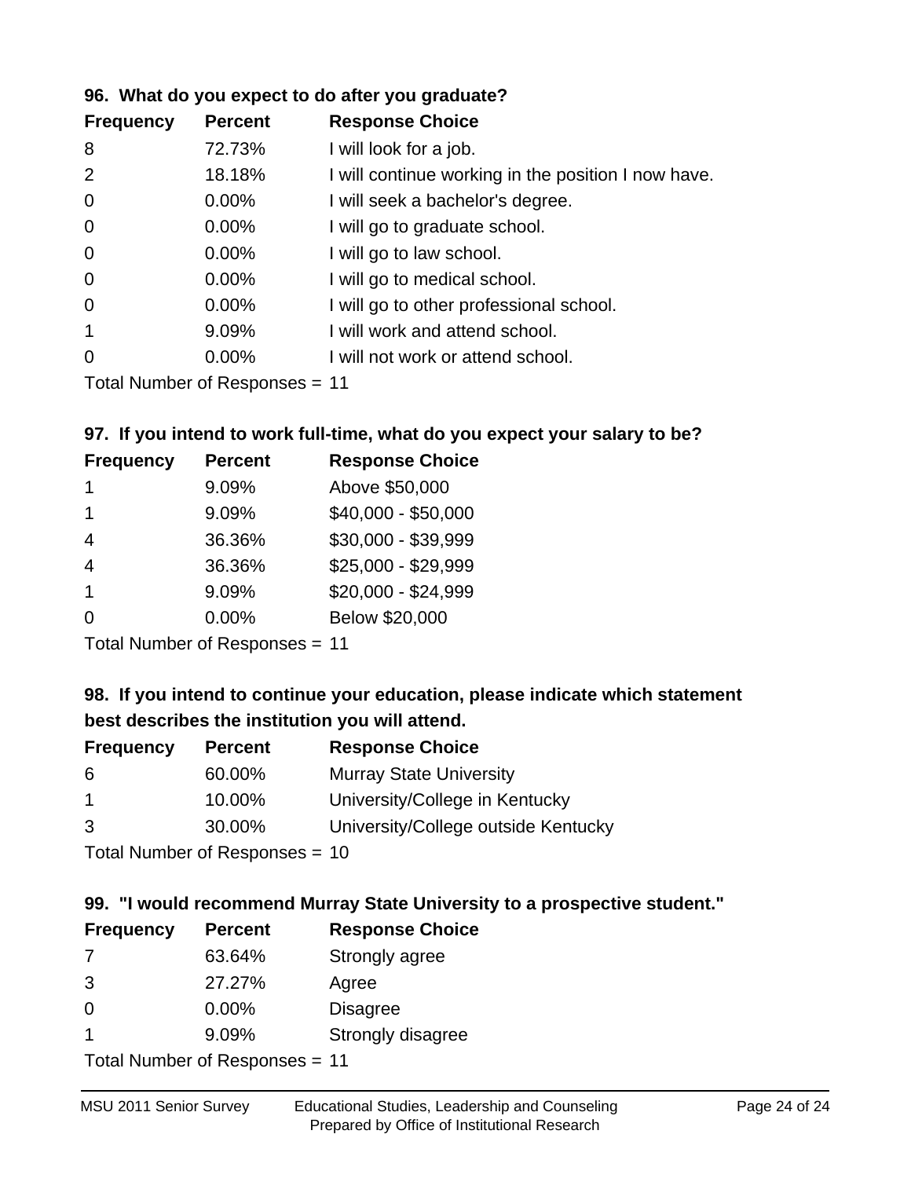### 96. What do you expect to do after you graduate?

| Frequency | Percent | Response Choice |
|---|---|---|
| 8 | 72.73% | I will look for a job. |
| 2 | 18.18% | I will continue working in the position I now have. |
| 0 | 0.00% | I will seek a bachelor's degree. |
| 0 | 0.00% | I will go to graduate school. |
| 0 | 0.00% | I will go to law school. |
| 0 | 0.00% | I will go to medical school. |
| 0 | 0.00% | I will go to other professional school. |
| 1 | 9.09% | I will work and attend school. |
| 0 | 0.00% | I will not work or attend school. |

Total Number of Responses = 11

### 97. If you intend to work full-time, what do you expect your salary to be?

| Frequency | Percent | Response Choice |
|---|---|---|
| 1 | 9.09% | Above $50,000 |
| 1 | 9.09% | $40,000 - $50,000 |
| 4 | 36.36% | $30,000 - $39,999 |
| 4 | 36.36% | $25,000 - $29,999 |
| 1 | 9.09% | $20,000 - $24,999 |
| 0 | 0.00% | Below $20,000 |

Total Number of Responses = 11

### 98. If you intend to continue your education, please indicate which statement best describes the institution you will attend.

| Frequency | Percent | Response Choice |
|---|---|---|
| 6 | 60.00% | Murray State University |
| 1 | 10.00% | University/College in Kentucky |
| 3 | 30.00% | University/College outside Kentucky |

Total Number of Responses = 10

### 99. "I would recommend Murray State University to a prospective student."

| Frequency | Percent | Response Choice |
|---|---|---|
| 7 | 63.64% | Strongly agree |
| 3 | 27.27% | Agree |
| 0 | 0.00% | Disagree |
| 1 | 9.09% | Strongly disagree |

Total Number of Responses = 11